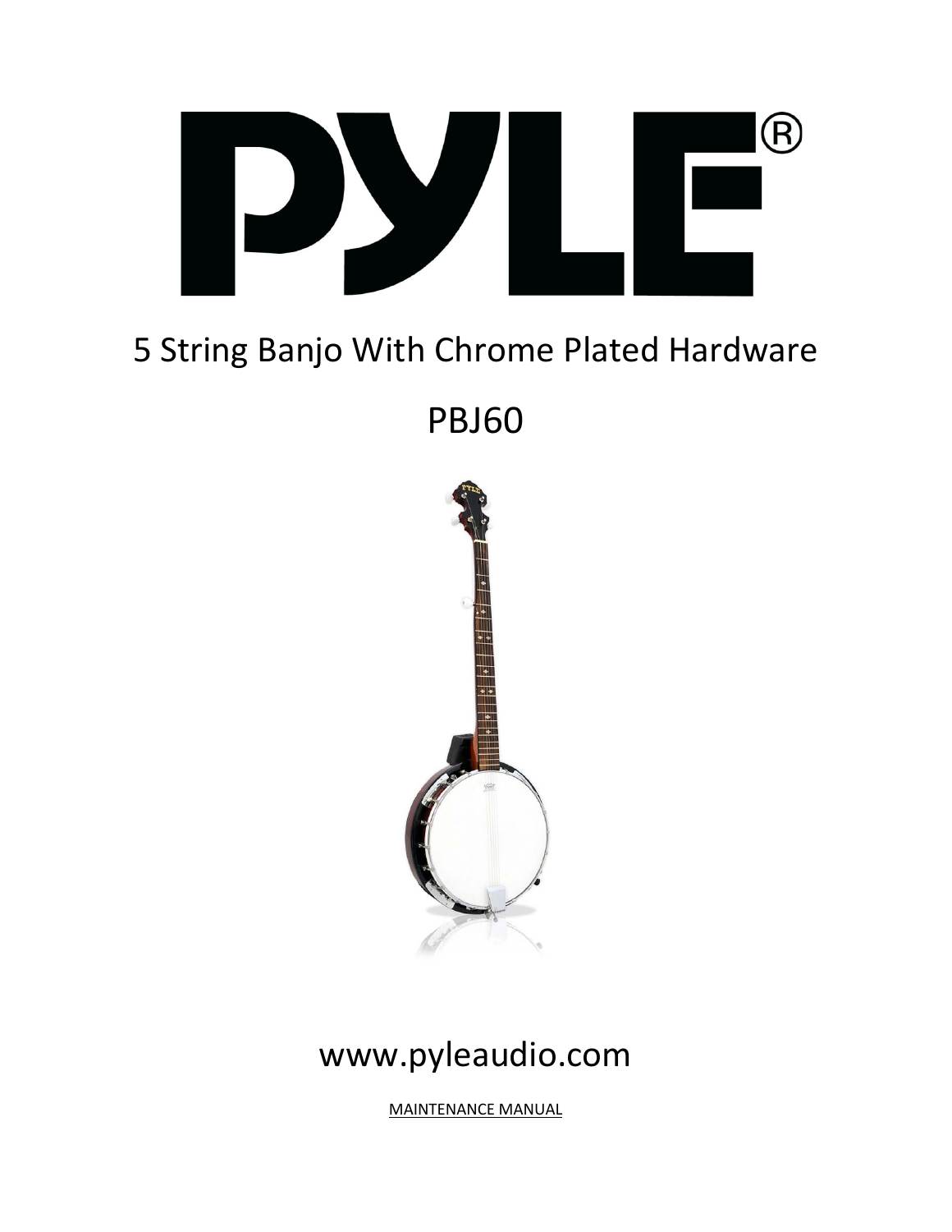# PYLE®

## 5 String Banjo With Chrome Plated Hardware

## PBJ60

www.pyleaudio.com

MAINTENANCE MANUAL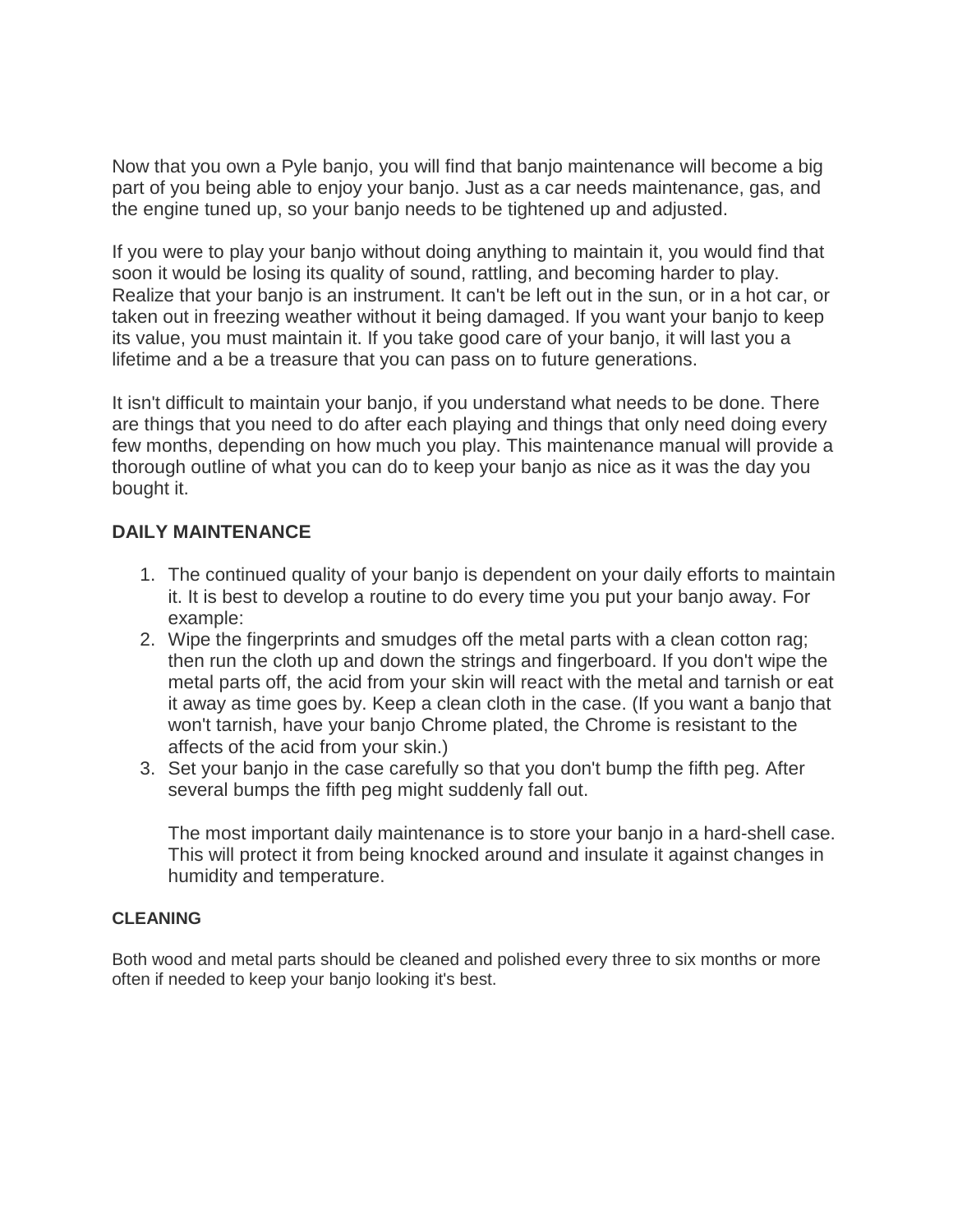Now that you own a Pyle banjo, you will find that banjo maintenance will become a big part of you being able to enjoy your banjo. Just as a car needs maintenance, gas, and the engine tuned up, so your banjo needs to be tightened up and adjusted.

If you were to play your banjo without doing anything to maintain it, you would find that soon it would be losing its quality of sound, rattling, and becoming harder to play. Realize that your banjo is an instrument. It can't be left out in the sun, or in a hot car, or taken out in freezing weather without it being damaged. If you want your banjo to keep its value, you must maintain it. If you take good care of your banjo, it will last you a lifetime and a be a treasure that you can pass on to future generations.

It isn't difficult to maintain your banjo, if you understand what needs to be done. There are things that you need to do after each playing and things that only need doing every few months, depending on how much you play. This maintenance manual will provide a thorough outline of what you can do to keep your banjo as nice as it was the day you bought it.

### DAILY MAINTENANCE

1. The continued quality of your banjo is dependent on your daily efforts to maintain it. It is best to develop a routine to do every time you put your banjo away. For example:
2. Wipe the fingerprints and smudges off the metal parts with a clean cotton rag; then run the cloth up and down the strings and fingerboard. If you don't wipe the metal parts off, the acid from your skin will react with the metal and tarnish or eat it away as time goes by. Keep a clean cloth in the case. (If you want a banjo that won't tarnish, have your banjo Chrome plated, the Chrome is resistant to the affects of the acid from your skin.)
3. Set your banjo in the case carefully so that you don't bump the fifth peg. After several bumps the fifth peg might suddenly fall out.

   The most important daily maintenance is to store your banjo in a hard-shell case. This will protect it from being knocked around and insulate it against changes in humidity and temperature.

#### CLEANING

Both wood and metal parts should be cleaned and polished every three to six months or more often if needed to keep your banjo looking it's best.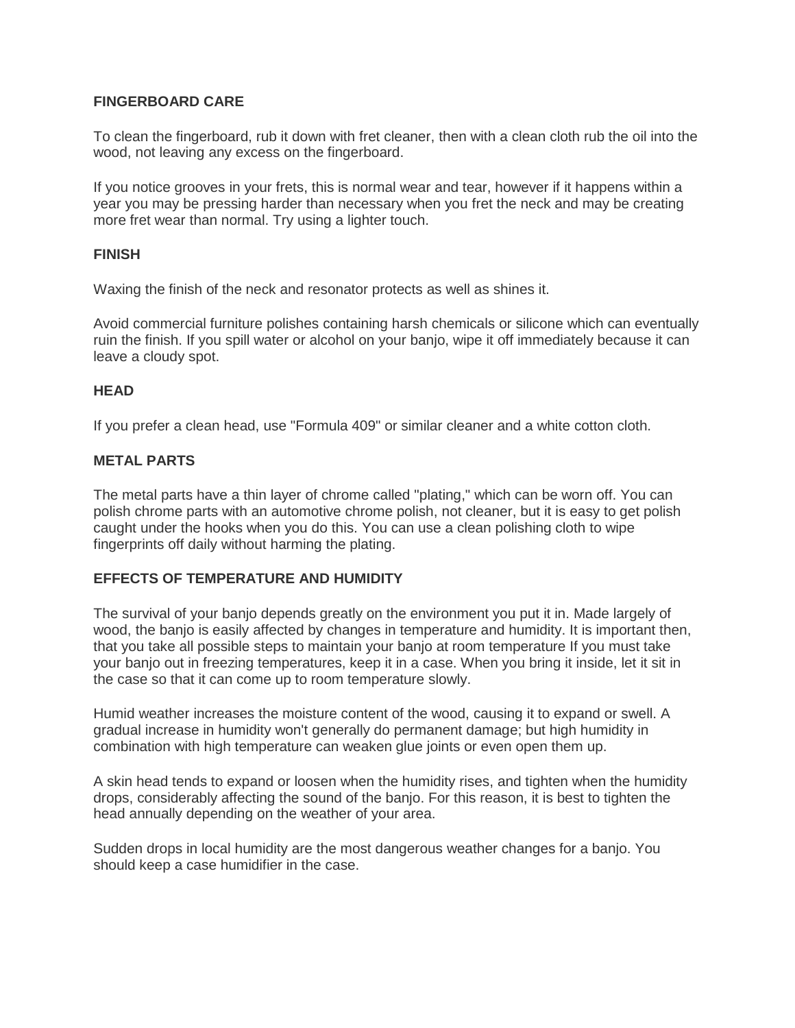## FINGERBOARD CARE

To clean the fingerboard, rub it down with fret cleaner, then with a clean cloth rub the oil into the wood, not leaving any excess on the fingerboard.

If you notice grooves in your frets, this is normal wear and tear, however if it happens within a year you may be pressing harder than necessary when you fret the neck and may be creating more fret wear than normal. Try using a lighter touch.

## FINISH

Waxing the finish of the neck and resonator protects as well as shines it.

Avoid commercial furniture polishes containing harsh chemicals or silicone which can eventually ruin the finish. If you spill water or alcohol on your banjo, wipe it off immediately because it can leave a cloudy spot.

## HEAD

If you prefer a clean head, use "Formula 409" or similar cleaner and a white cotton cloth.

## METAL PARTS

The metal parts have a thin layer of chrome called "plating," which can be worn off. You can polish chrome parts with an automotive chrome polish, not cleaner, but it is easy to get polish caught under the hooks when you do this. You can use a clean polishing cloth to wipe fingerprints off daily without harming the plating.

## EFFECTS OF TEMPERATURE AND HUMIDITY

The survival of your banjo depends greatly on the environment you put it in. Made largely of wood, the banjo is easily affected by changes in temperature and humidity. It is important then, that you take all possible steps to maintain your banjo at room temperature If you must take your banjo out in freezing temperatures, keep it in a case. When you bring it inside, let it sit in the case so that it can come up to room temperature slowly.

Humid weather increases the moisture content of the wood, causing it to expand or swell. A gradual increase in humidity won't generally do permanent damage; but high humidity in combination with high temperature can weaken glue joints or even open them up.

A skin head tends to expand or loosen when the humidity rises, and tighten when the humidity drops, considerably affecting the sound of the banjo. For this reason, it is best to tighten the head annually depending on the weather of your area.

Sudden drops in local humidity are the most dangerous weather changes for a banjo. You should keep a case humidifier in the case.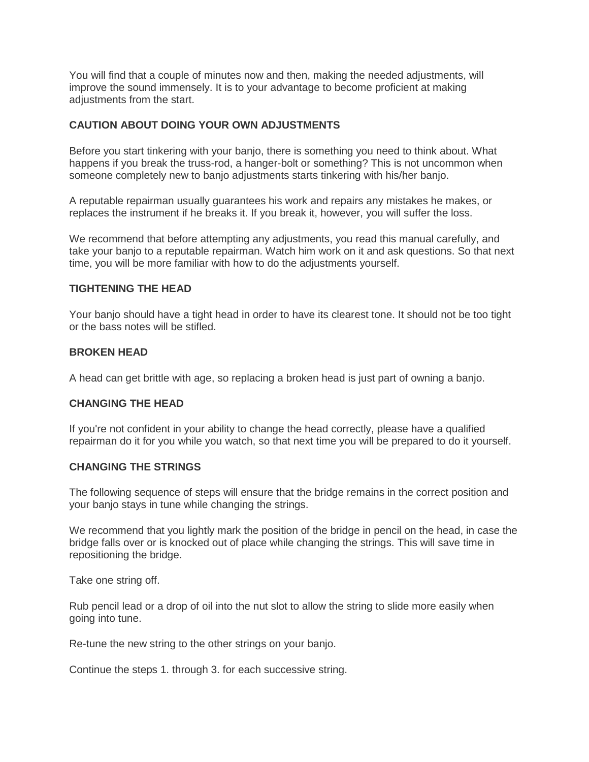You will find that a couple of minutes now and then, making the needed adjustments, will improve the sound immensely. It is to your advantage to become proficient at making adjustments from the start.

### CAUTION ABOUT DOING YOUR OWN ADJUSTMENTS

Before you start tinkering with your banjo, there is something you need to think about. What happens if you break the truss-rod, a hanger-bolt or something? This is not uncommon when someone completely new to banjo adjustments starts tinkering with his/her banjo.

A reputable repairman usually guarantees his work and repairs any mistakes he makes, or replaces the instrument if he breaks it. If you break it, however, you will suffer the loss.

We recommend that before attempting any adjustments, you read this manual carefully, and take your banjo to a reputable repairman. Watch him work on it and ask questions. So that next time, you will be more familiar with how to do the adjustments yourself.

### TIGHTENING THE HEAD

Your banjo should have a tight head in order to have its clearest tone. It should not be too tight or the bass notes will be stifled.

### BROKEN HEAD

A head can get brittle with age, so replacing a broken head is just part of owning a banjo.

### CHANGING THE HEAD

If you're not confident in your ability to change the head correctly, please have a qualified repairman do it for you while you watch, so that next time you will be prepared to do it yourself.

### CHANGING THE STRINGS

The following sequence of steps will ensure that the bridge remains in the correct position and your banjo stays in tune while changing the strings.

We recommend that you lightly mark the position of the bridge in pencil on the head, in case the bridge falls over or is knocked out of place while changing the strings. This will save time in repositioning the bridge.

Take one string off.

Rub pencil lead or a drop of oil into the nut slot to allow the string to slide more easily when going into tune.

Re-tune the new string to the other strings on your banjo.

Continue the steps 1. through 3. for each successive string.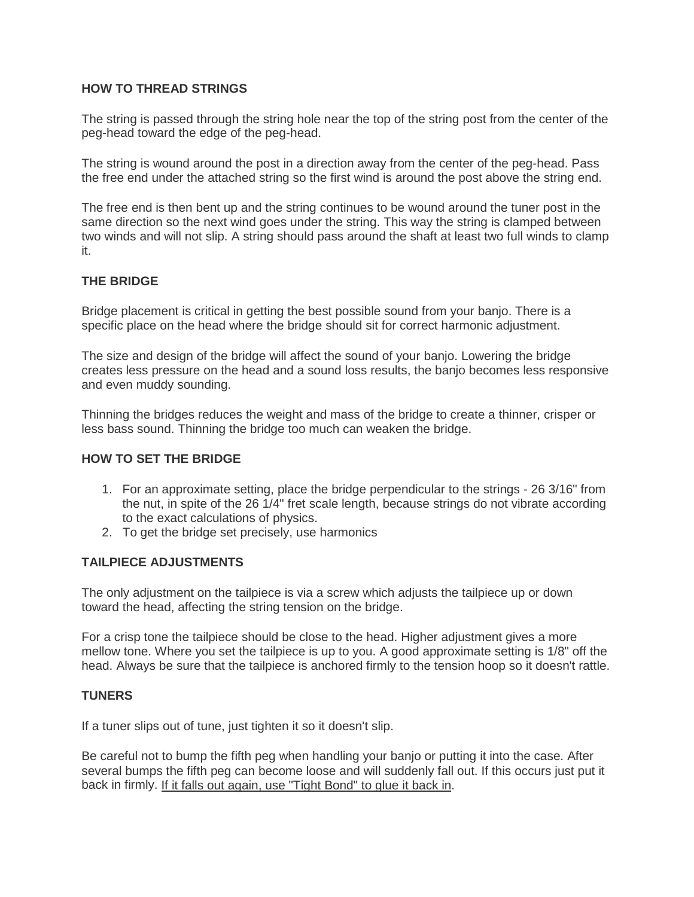## HOW TO THREAD STRINGS

The string is passed through the string hole near the top of the string post from the center of the peg-head toward the edge of the peg-head.

The string is wound around the post in a direction away from the center of the peg-head. Pass the free end under the attached string so the first wind is around the post above the string end.

The free end is then bent up and the string continues to be wound around the tuner post in the same direction so the next wind goes under the string. This way the string is clamped between two winds and will not slip. A string should pass around the shaft at least two full winds to clamp it.

## THE BRIDGE

Bridge placement is critical in getting the best possible sound from your banjo. There is a specific place on the head where the bridge should sit for correct harmonic adjustment.

The size and design of the bridge will affect the sound of your banjo. Lowering the bridge creates less pressure on the head and a sound loss results, the banjo becomes less responsive and even muddy sounding.

Thinning the bridges reduces the weight and mass of the bridge to create a thinner, crisper or less bass sound. Thinning the bridge too much can weaken the bridge.

## HOW TO SET THE BRIDGE

1. For an approximate setting, place the bridge perpendicular to the strings - 26 3/16" from the nut, in spite of the 26 1/4" fret scale length, because strings do not vibrate according to the exact calculations of physics.
2. To get the bridge set precisely, use harmonics

## TAILPIECE ADJUSTMENTS

The only adjustment on the tailpiece is via a screw which adjusts the tailpiece up or down toward the head, affecting the string tension on the bridge.

For a crisp tone the tailpiece should be close to the head. Higher adjustment gives a more mellow tone. Where you set the tailpiece is up to you. A good approximate setting is 1/8" off the head. Always be sure that the tailpiece is anchored firmly to the tension hoop so it doesn't rattle.

## TUNERS

If a tuner slips out of tune, just tighten it so it doesn't slip.

Be careful not to bump the fifth peg when handling your banjo or putting it into the case. After several bumps the fifth peg can become loose and will suddenly fall out. If this occurs just put it back in firmly. If it falls out again, use "Tight Bond" to glue it back in.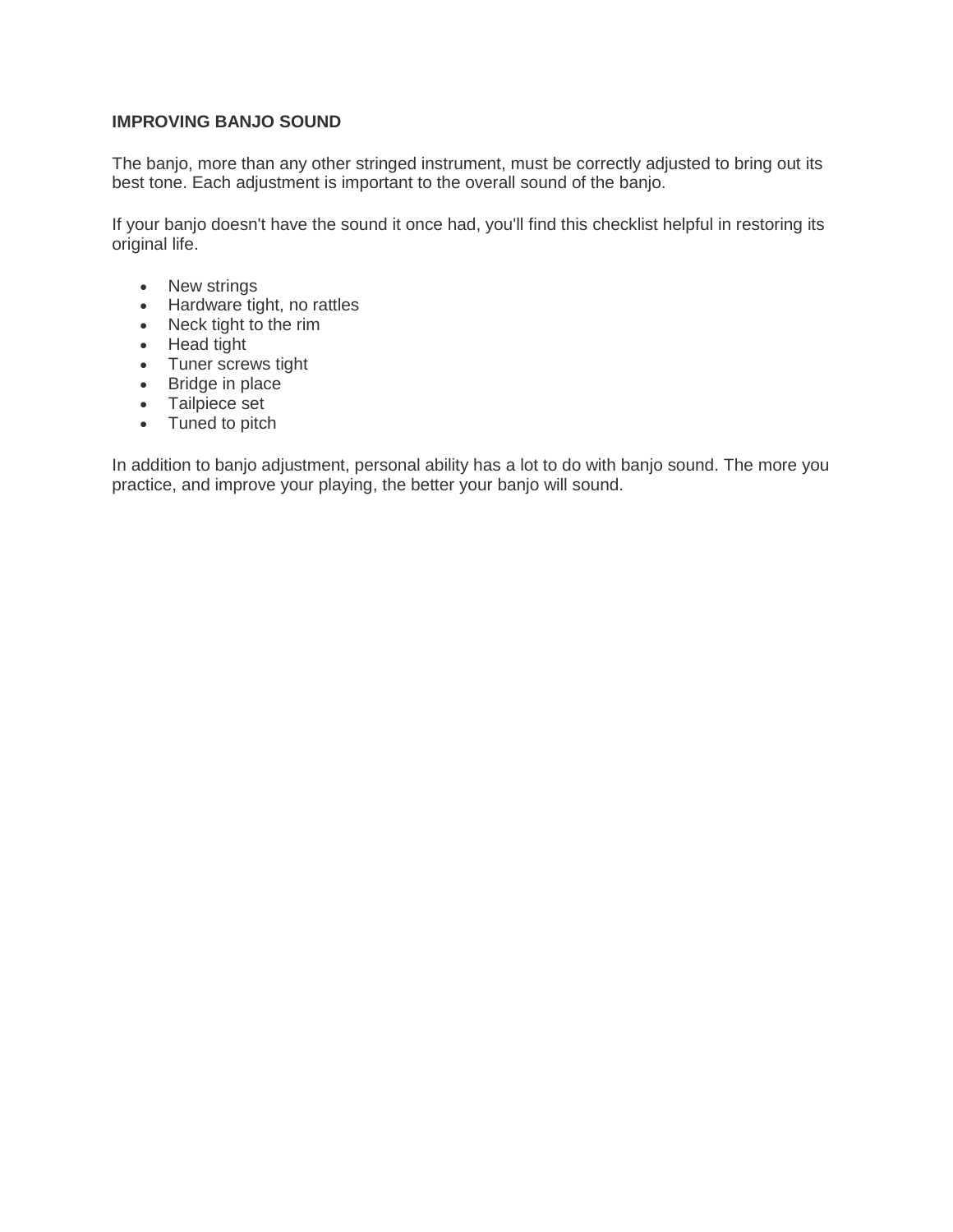**IMPROVING BANJO SOUND**

The banjo, more than any other stringed instrument, must be correctly adjusted to bring out its best tone. Each adjustment is important to the overall sound of the banjo.

If your banjo doesn't have the sound it once had, you'll find this checklist helpful in restoring its original life.

- New strings
- Hardware tight, no rattles
- Neck tight to the rim
- Head tight
- Tuner screws tight
- Bridge in place
- Tailpiece set
- Tuned to pitch

In addition to banjo adjustment, personal ability has a lot to do with banjo sound. The more you practice, and improve your playing, the better your banjo will sound.